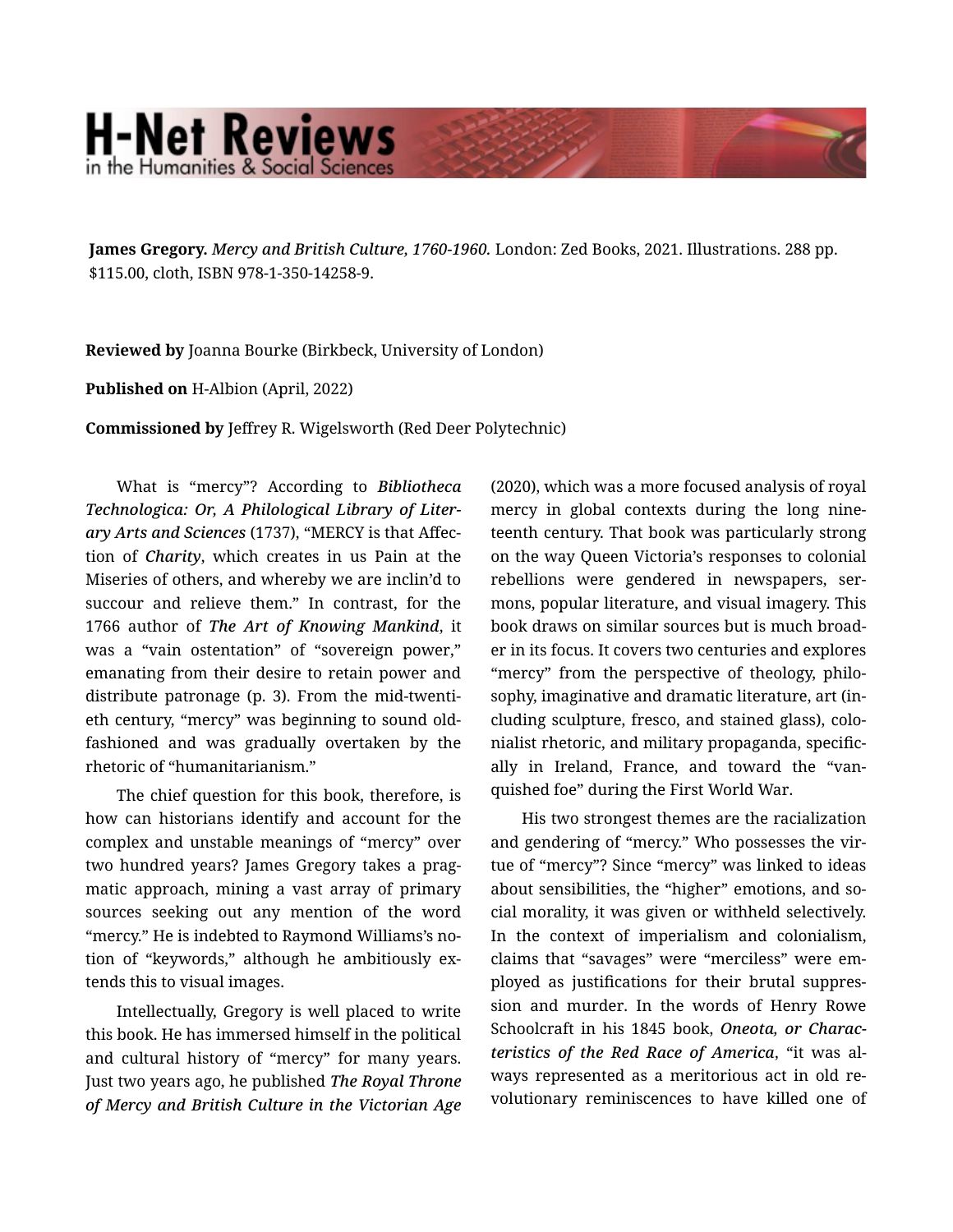# H-Net Reviews
in the Humanities & Social Sciences

**James Gregory.** ***Mercy and British Culture, 1760-1960.*** London: Zed Books, 2021. Illustrations. 288 pp. $115.00, cloth, ISBN 978-1-350-14258-9.

**Reviewed by** Joanna Bourke (Birkbeck, University of London)

**Published on** H-Albion (April, 2022)

**Commissioned by** Jeffrey R. Wigelsworth (Red Deer Polytechnic)

What is "mercy"? According to ***Bibliotheca Technologica: Or, A Philological Library of Literary Arts and Sciences*** (1737), "MERCY is that Affection of *Charity*, which creates in us Pain at the Miseries of others, and whereby we are inclin'd to succour and relieve them." In contrast, for the 1766 author of ***The Art of Knowing Mankind***, it was a "vain ostentation" of "sovereign power," emanating from their desire to retain power and distribute patronage (p. 3). From the mid-twentieth century, "mercy" was beginning to sound old-fashioned and was gradually overtaken by the rhetoric of "humanitarianism."

The chief question for this book, therefore, is how can historians identify and account for the complex and unstable meanings of "mercy" over two hundred years? James Gregory takes a pragmatic approach, mining a vast array of primary sources seeking out any mention of the word "mercy." He is indebted to Raymond Williams's notion of "keywords," although he ambitiously extends this to visual images.

Intellectually, Gregory is well placed to write this book. He has immersed himself in the political and cultural history of "mercy" for many years. Just two years ago, he published ***The Royal Throne of Mercy and British Culture in the Victorian Age*** (2020), which was a more focused analysis of royal mercy in global contexts during the long nineteenth century. That book was particularly strong on the way Queen Victoria's responses to colonial rebellions were gendered in newspapers, sermons, popular literature, and visual imagery. This book draws on similar sources but is much broader in its focus. It covers two centuries and explores "mercy" from the perspective of theology, philosophy, imaginative and dramatic literature, art (including sculpture, fresco, and stained glass), colonialist rhetoric, and military propaganda, specifically in Ireland, France, and toward the "vanquished foe" during the First World War.

His two strongest themes are the racialization and gendering of "mercy." Who possesses the virtue of "mercy"? Since "mercy" was linked to ideas about sensibilities, the "higher" emotions, and social morality, it was given or withheld selectively. In the context of imperialism and colonialism, claims that "savages" were "merciless" were employed as justifications for their brutal suppression and murder. In the words of Henry Rowe Schoolcraft in his 1845 book, ***Oneota, or Characteristics of the Red Race of America***, "it was always represented as a meritorious act in old revolutionary reminiscences to have killed one of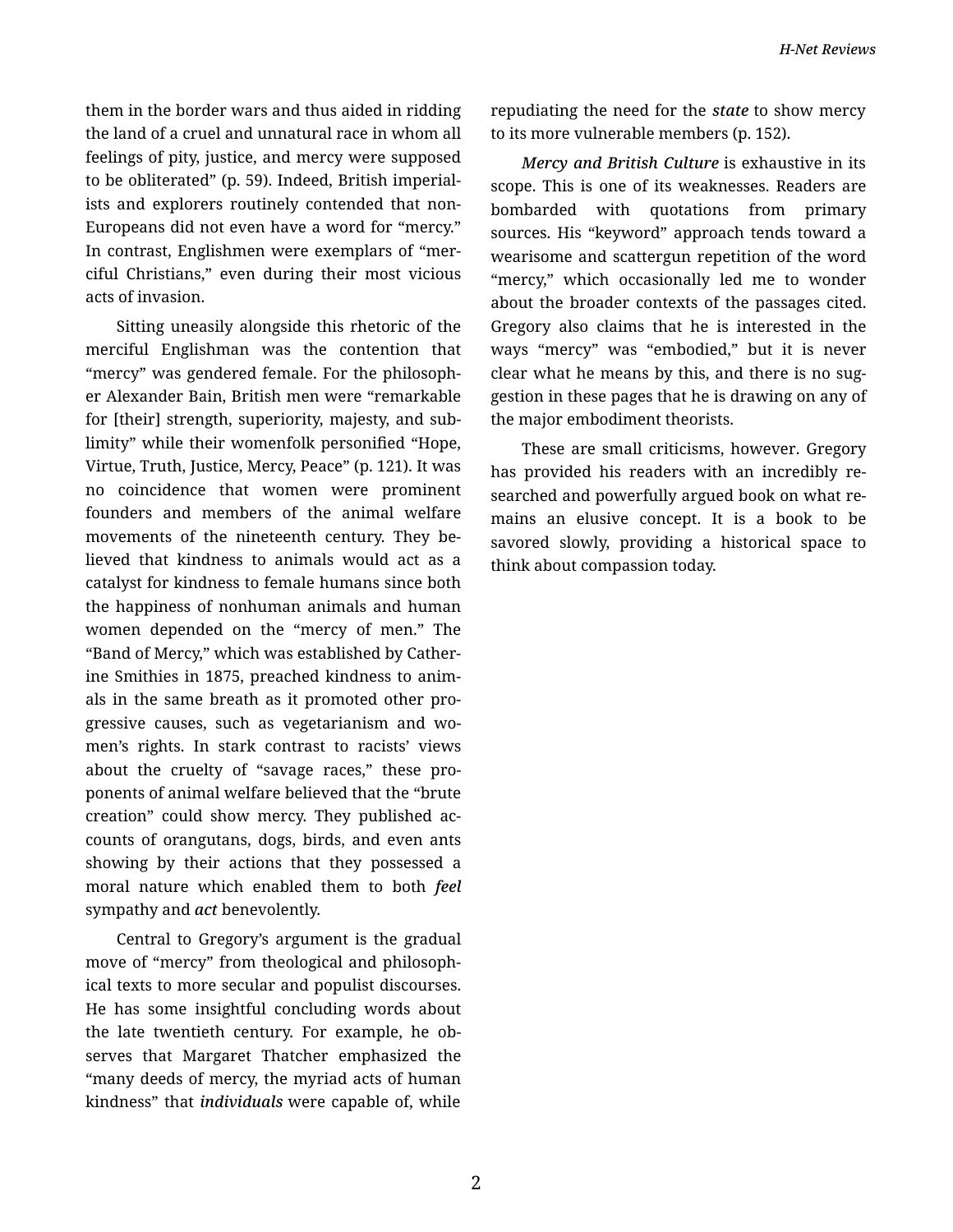them in the border wars and thus aided in ridding the land of a cruel and unnatural race in whom all feelings of pity, justice, and mercy were supposed to be obliterated" (p. 59). Indeed, British imperialists and explorers routinely contended that non-Europeans did not even have a word for "mercy." In contrast, Englishmen were exemplars of "merciful Christians," even during their most vicious acts of invasion.

Sitting uneasily alongside this rhetoric of the merciful Englishman was the contention that "mercy" was gendered female. For the philosopher Alexander Bain, British men were "remarkable for [their] strength, superiority, majesty, and sublimity" while their womenfolk personified "Hope, Virtue, Truth, Justice, Mercy, Peace" (p. 121). It was no coincidence that women were prominent founders and members of the animal welfare movements of the nineteenth century. They believed that kindness to animals would act as a catalyst for kindness to female humans since both the happiness of nonhuman animals and human women depended on the "mercy of men." The "Band of Mercy," which was established by Catherine Smithies in 1875, preached kindness to animals in the same breath as it promoted other progressive causes, such as vegetarianism and women's rights. In stark contrast to racists' views about the cruelty of "savage races," these proponents of animal welfare believed that the "brute creation" could show mercy. They published accounts of orangutans, dogs, birds, and even ants showing by their actions that they possessed a moral nature which enabled them to both *feel* sympathy and *act* benevolently.

Central to Gregory's argument is the gradual move of "mercy" from theological and philosophical texts to more secular and populist discourses. He has some insightful concluding words about the late twentieth century. For example, he observes that Margaret Thatcher emphasized the "many deeds of mercy, the myriad acts of human kindness" that *individuals* were capable of, while repudiating the need for the *state* to show mercy to its more vulnerable members (p. 152).

*Mercy and British Culture* is exhaustive in its scope. This is one of its weaknesses. Readers are bombarded with quotations from primary sources. His "keyword" approach tends toward a wearisome and scattergun repetition of the word "mercy," which occasionally led me to wonder about the broader contexts of the passages cited. Gregory also claims that he is interested in the ways "mercy" was "embodied," but it is never clear what he means by this, and there is no suggestion in these pages that he is drawing on any of the major embodiment theorists.

These are small criticisms, however. Gregory has provided his readers with an incredibly researched and powerfully argued book on what remains an elusive concept. It is a book to be savored slowly, providing a historical space to think about compassion today.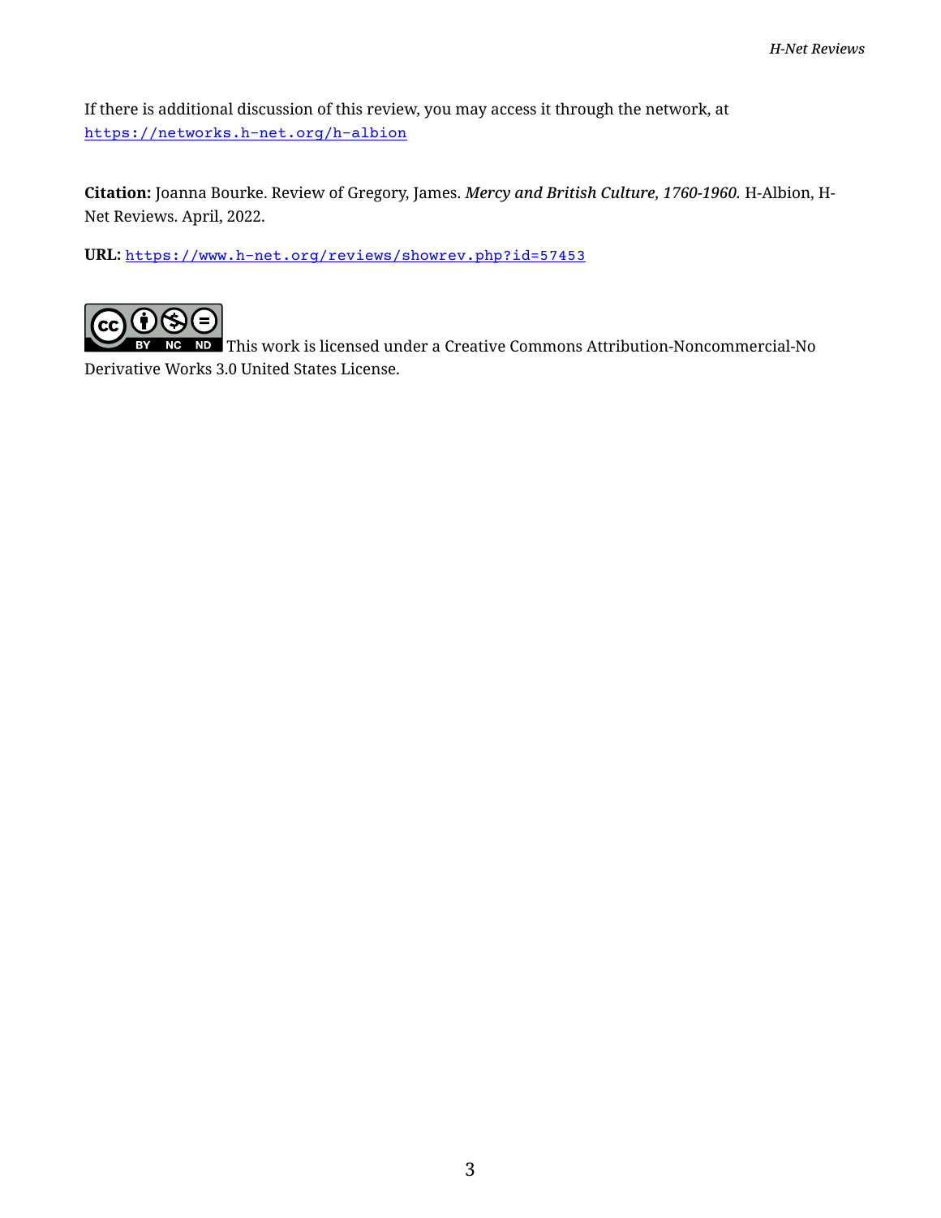If there is additional discussion of this review, you may access it through the network, at https://networks.h-net.org/h-albion

**Citation:** Joanna Bourke. Review of Gregory, James. ***Mercy and British Culture, 1760-1960.*** H-Albion, H-Net Reviews. April, 2022.

**URL:** https://www.h-net.org/reviews/showrev.php?id=57453

This work is licensed under a Creative Commons Attribution-Noncommercial-No Derivative Works 3.0 United States License.